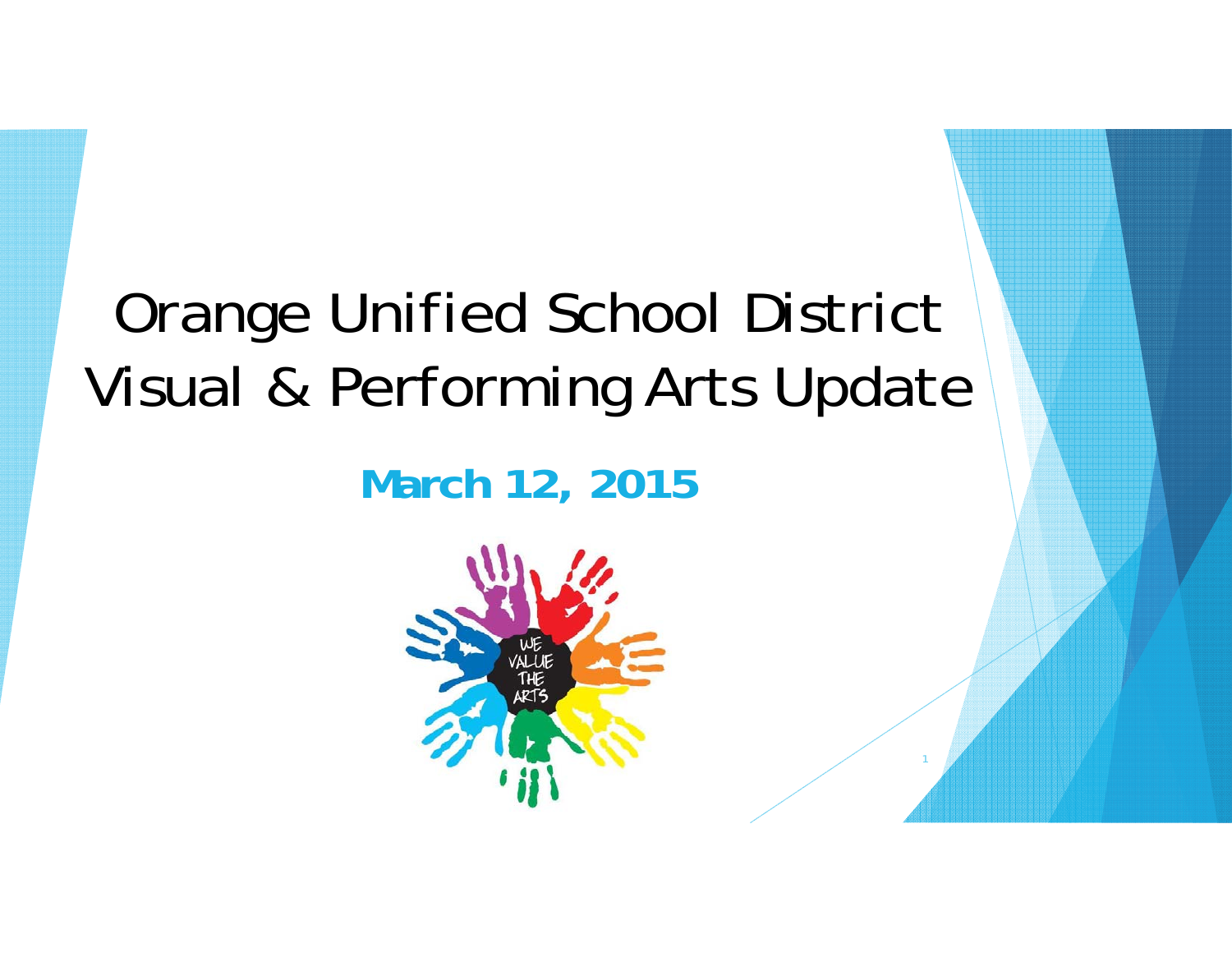# Orange Unified School District Visual & Performing Arts Update

**March 12, 2015**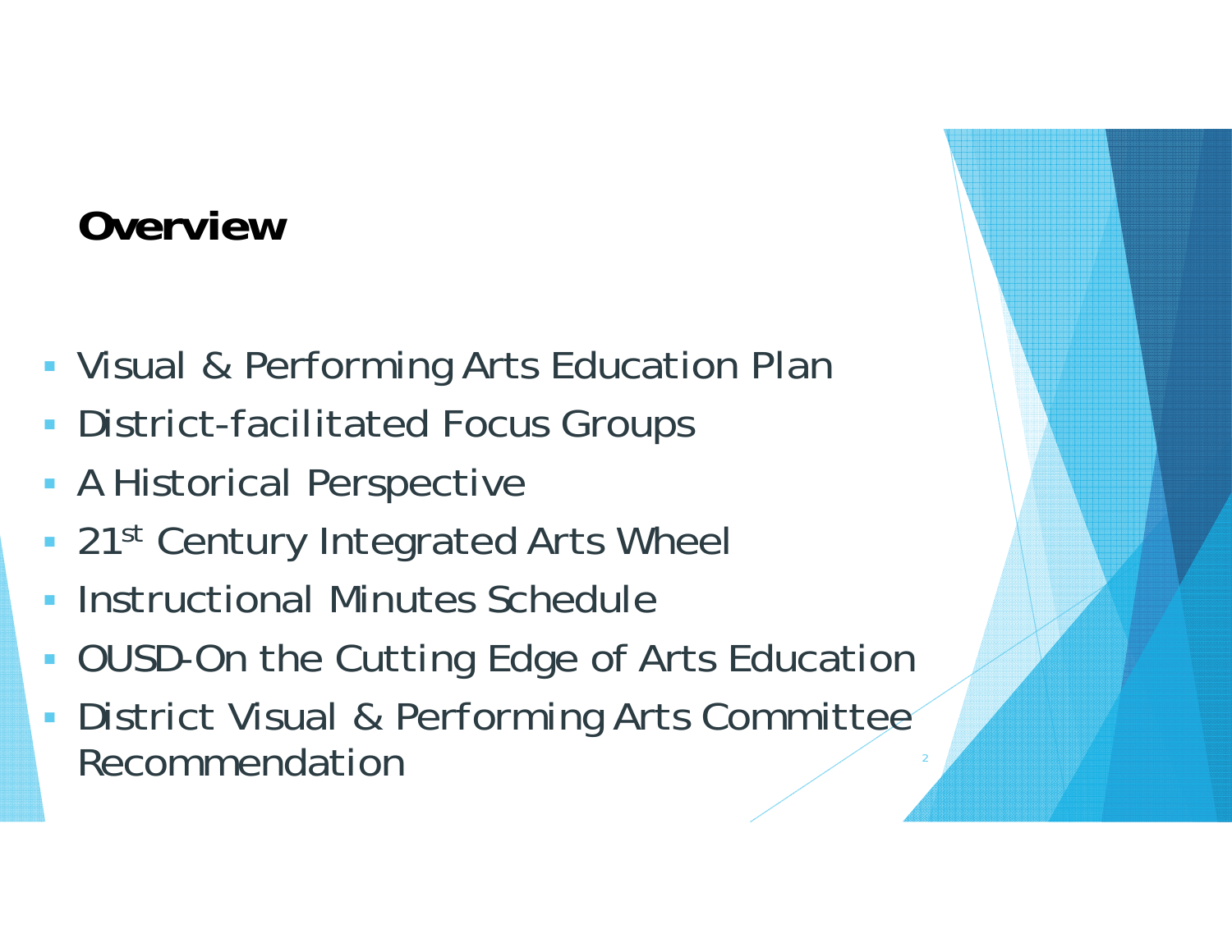## Overview

- Visual & Performing Arts Education Plan
- District-facilitated Focus Groups
- A Historical Perspective
- 21st Century Integrated Arts Wheel
- Instructional Minutes Schedule
- OUSD-On the Cutting Edge of Arts Education
- District Visual & Performing Arts Committee Recommendation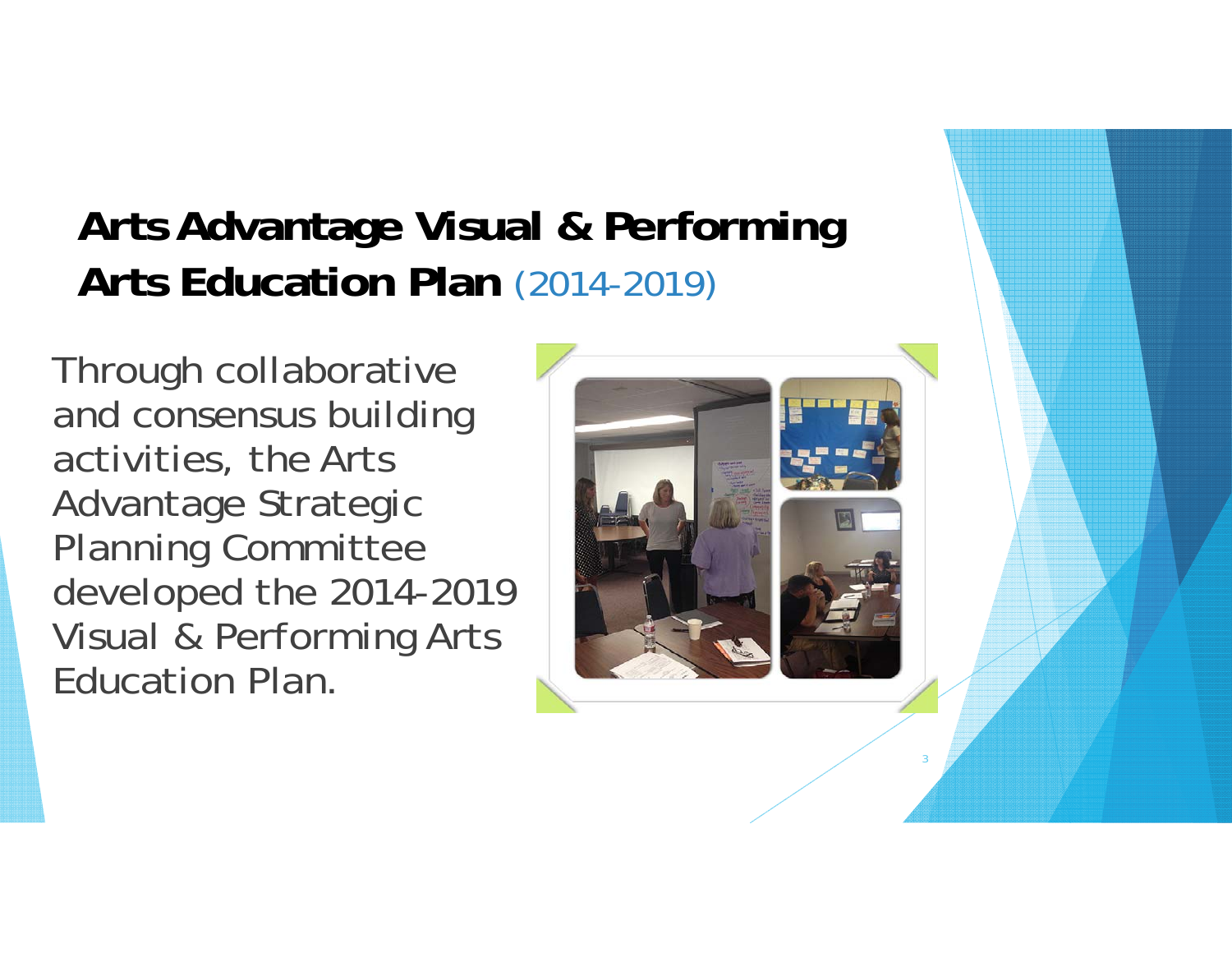# Arts Advantage Visual & Performing Arts Education Plan (2014-2019)

Through collaborative and consensus building activities, the Arts Advantage Strategic Planning Committee developed the 2014-2019 Visual & Performing Arts Education Plan.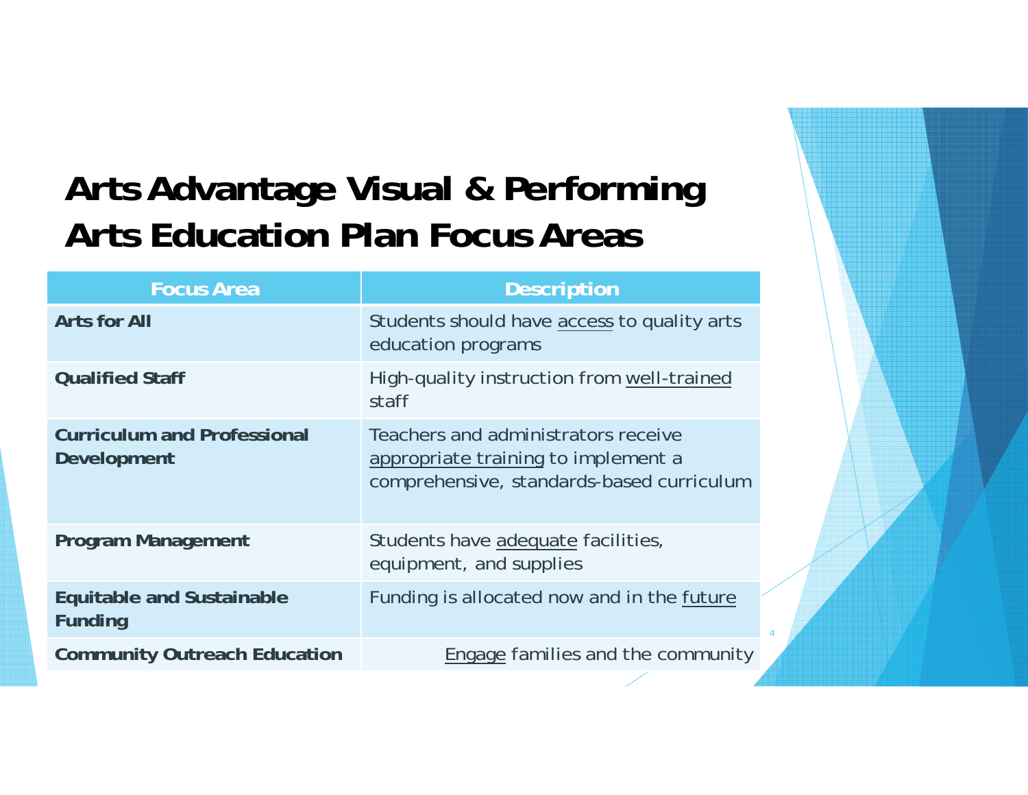# Arts Advantage Visual & Performing Arts Education Plan Focus Areas

| Focus Area | Description |
| --- | --- |
| **Arts for All** | Students should have access to quality arts education programs |
| **Qualified Staff** | High-quality instruction from well-trained staff |
| **Curriculum and Professional Development** | Teachers and administrators receive appropriate training to implement a comprehensive, standards-based curriculum |
| **Program Management** | Students have adequate facilities, equipment, and supplies |
| **Equitable and Sustainable Funding** | Funding is allocated now and in the future |
| **Community Outreach Education** | Engage families and the community |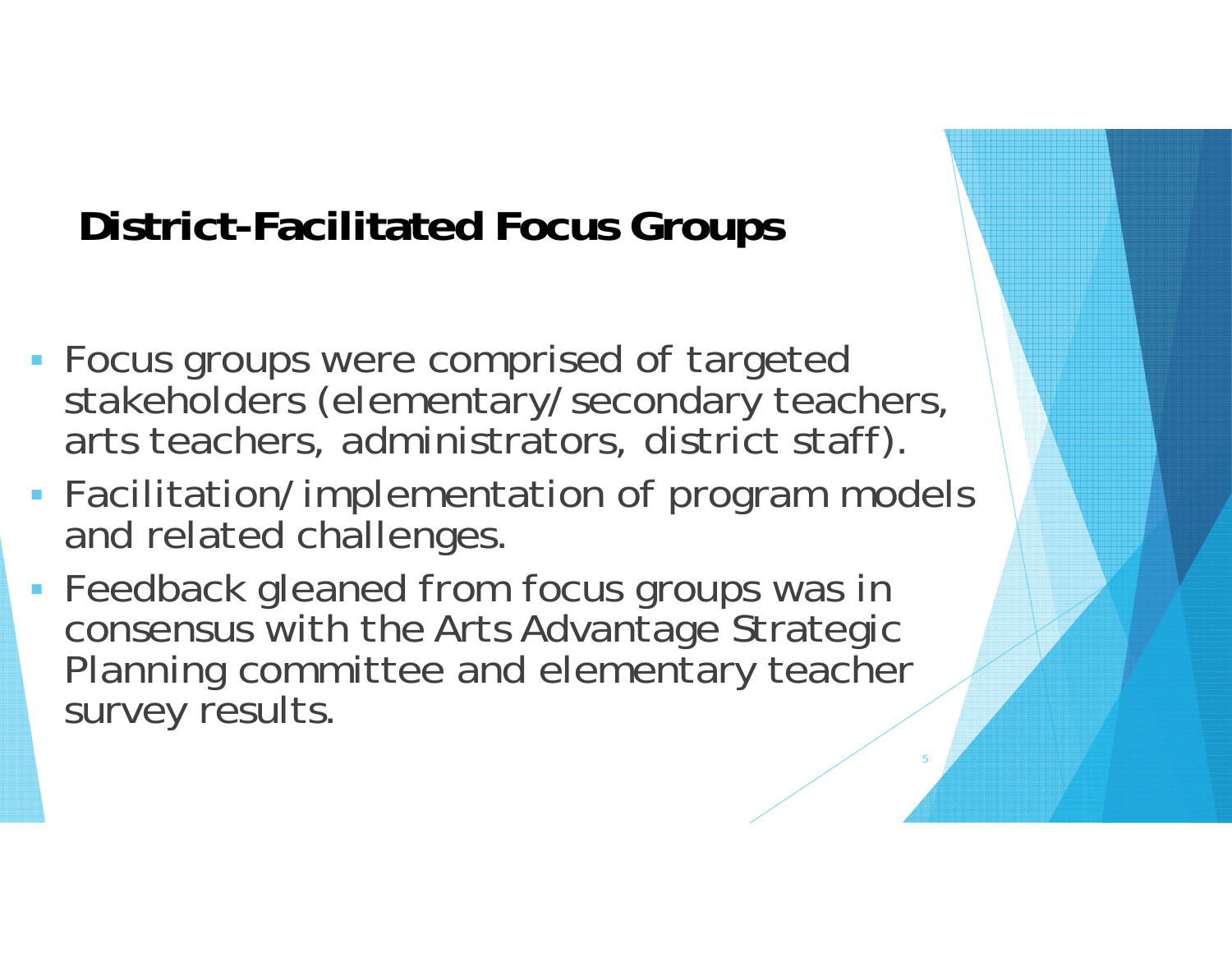# District-Facilitated Focus Groups

- Focus groups were comprised of targeted stakeholders (elementary/secondary teachers, arts teachers, administrators, district staff).
- Facilitation/implementation of program models and related challenges.
- Feedback gleaned from focus groups was in consensus with the Arts Advantage Strategic Planning committee and elementary teacher survey results.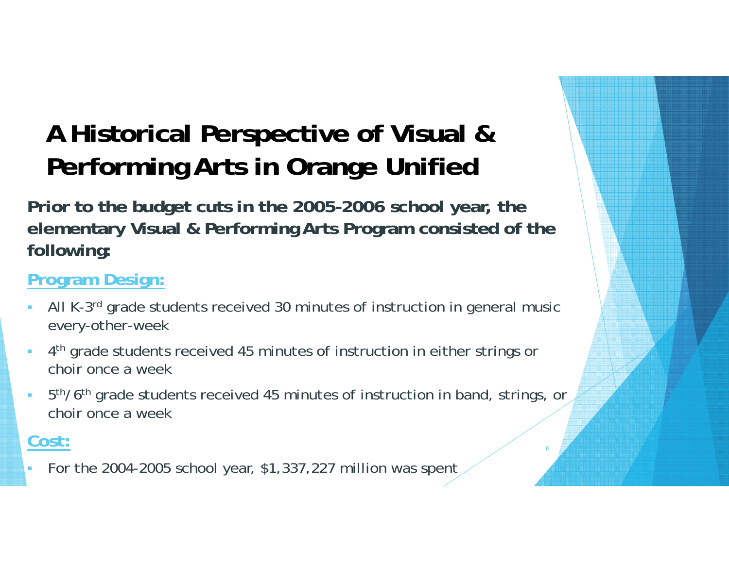# A Historical Perspective of Visual & Performing Arts in Orange Unified

**Prior to the budget cuts in the 2005-2006 school year, the elementary Visual & Performing Arts Program consisted of the following:**

**Program Design:**

- All K-3rd grade students received 30 minutes of instruction in general music every-other-week
- 4th grade students received 45 minutes of instruction in either strings or choir once a week
- 5th/6th grade students received 45 minutes of instruction in band, strings, or choir once a week

**Cost:**

- For the 2004-2005 school year, $1,337,227 million was spent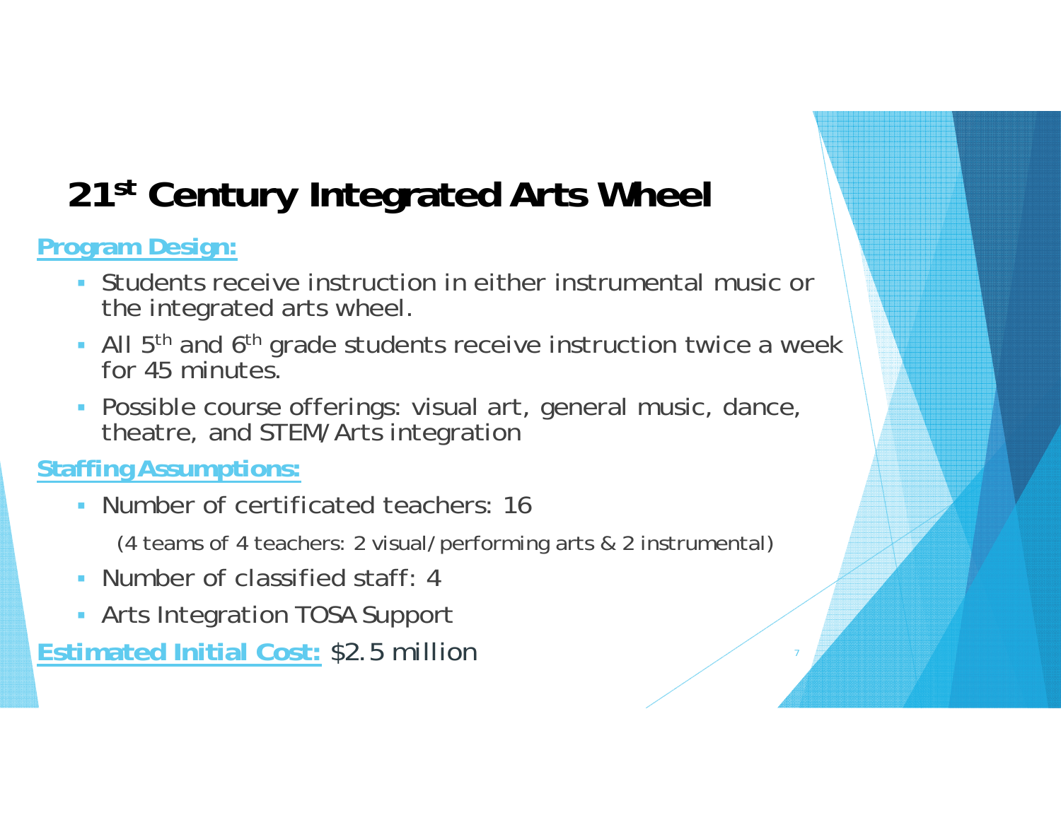# 21st Century Integrated Arts Wheel

**Program Design:**

- Students receive instruction in either instrumental music or the integrated arts wheel.
- All 5th and 6th grade students receive instruction twice a week for 45 minutes.
- Possible course offerings: visual art, general music, dance, theatre, and STEM/Arts integration

**Staffing Assumptions:**

- Number of certificated teachers: 16

  (4 teams of 4 teachers: 2 visual/performing arts & 2 instrumental)

- Number of classified staff: 4
- Arts Integration TOSA Support

**Estimated Initial Cost:** $2.5 million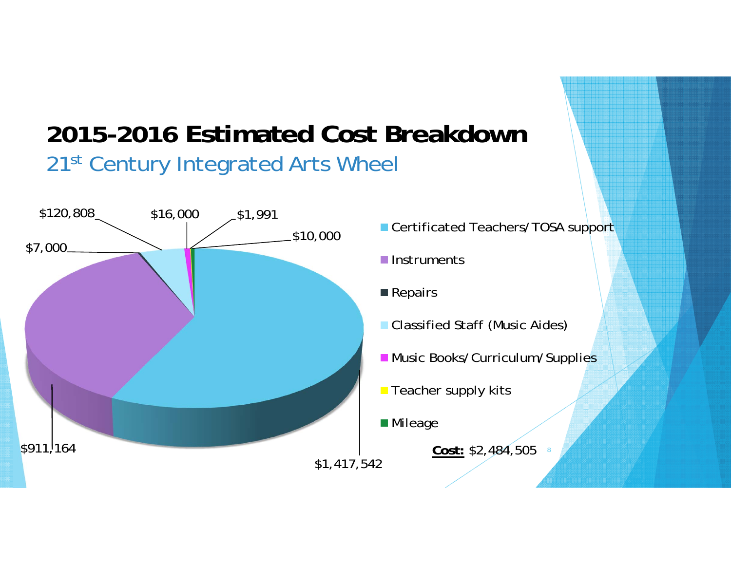# 2015-2016 Estimated Cost Breakdown

## 21st Century Integrated Arts Wheel

| Category | Cost |
| --- | --- |
| Certificated Teachers/TOSA support | $1,417,542 |
| Instruments | $911,164 |
| Repairs | $7,000 |
| Classified Staff (Music Aides) | $120,808 |
| Music Books/Curriculum/Supplies | $16,000 |
| Teacher supply kits | $1,991 |
| Mileage | $10,000 |

**Cost:** $2,484,505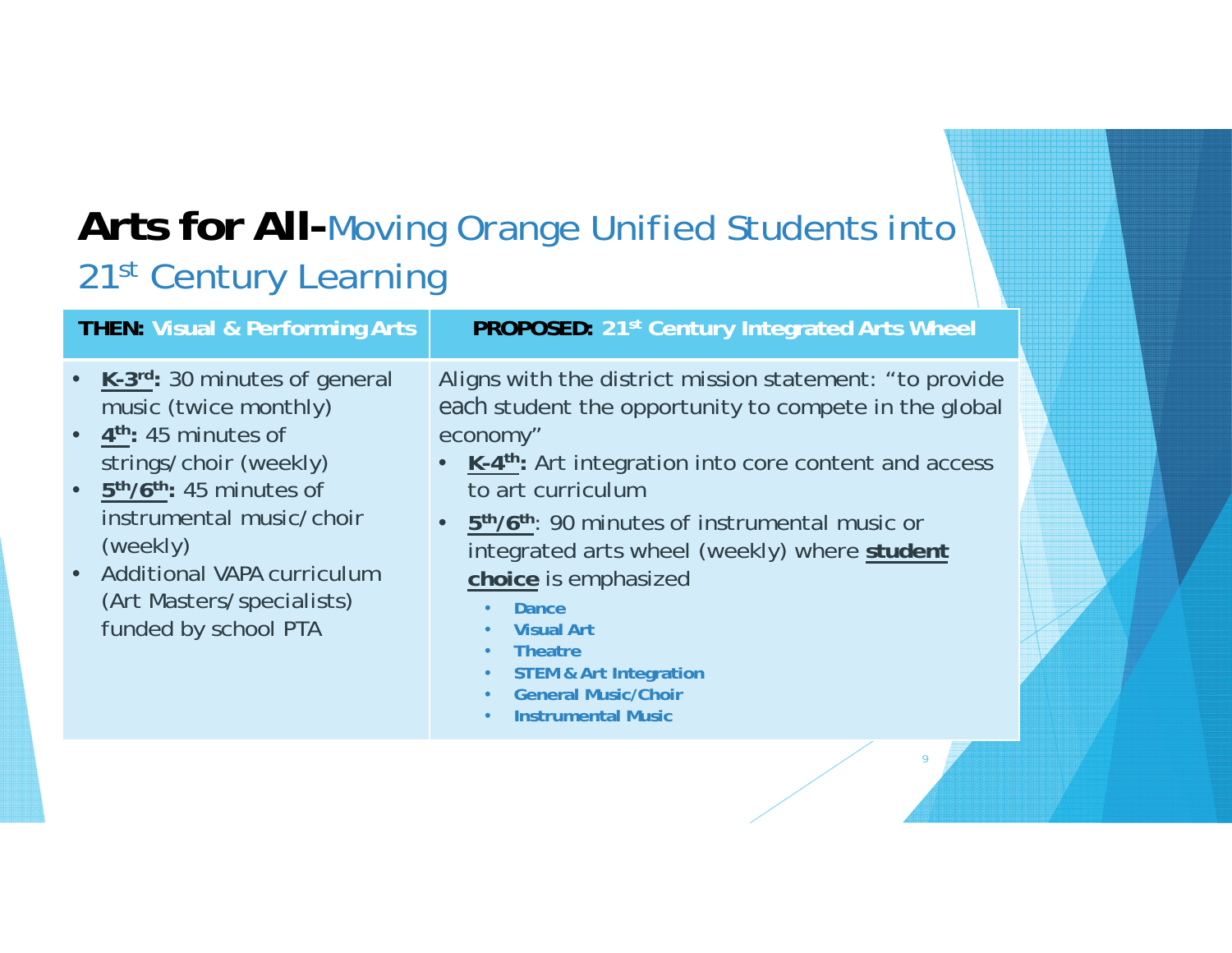# **Arts for All-**Moving Orange Unified Students into 21st Century Learning

| **THEN:** Visual & Performing Arts | **PROPOSED:** 21st Century Integrated Arts Wheel |
|---|---|
| • **K-3rd:** 30 minutes of general music (twice monthly)<br>• **4th:** 45 minutes of strings/choir (weekly)<br>• **5th/6th:** 45 minutes of instrumental music/choir (weekly)<br>• Additional VAPA curriculum (Art Masters/specialists) funded by school PTA | Aligns with the district mission statement: "to provide each student the opportunity to compete in the global economy"<br>• **K-4th:** Art integration into core content and access to art curriculum<br>• **5th/6th**: 90 minutes of instrumental music or integrated arts wheel (weekly) where **student choice** is emphasized<br>  ◦ **Dance**<br>  ◦ **Visual Art**<br>  ◦ **Theatre**<br>  ◦ **STEM & Art Integration**<br>  ◦ **General Music/Choir**<br>  ◦ **Instrumental Music** |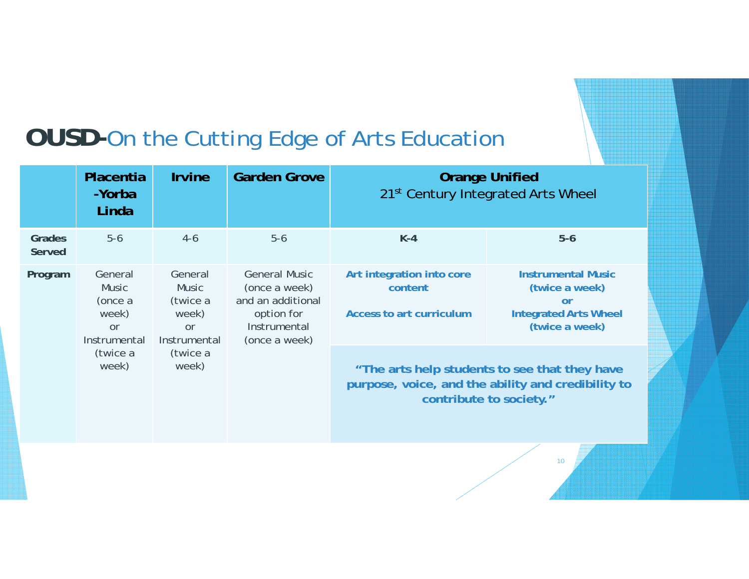# **OUSD-**On the Cutting Edge of Arts Education

| | **Placentia-Yorba Linda** | **Irvine** | **Garden Grove** | **Orange Unified** 21st Century Integrated Arts Wheel | |
|---|---|---|---|---|---|
| **Grades Served** | 5-6 | 4-6 | 5-6 | **K-4** | **5-6** |
| **Program** | General Music (once a week) or Instrumental (twice a week) | General Music (twice a week) or Instrumental (twice a week) | General Music (once a week) and an additional option for Instrumental (once a week) | **Art integration into core content** **Access to art curriculum** | **Instrumental Music (twice a week) or Integrated Arts Wheel (twice a week)** |
| | | | | **"The arts help students to see that they have purpose, voice, and the ability and credibility to contribute to society."** | |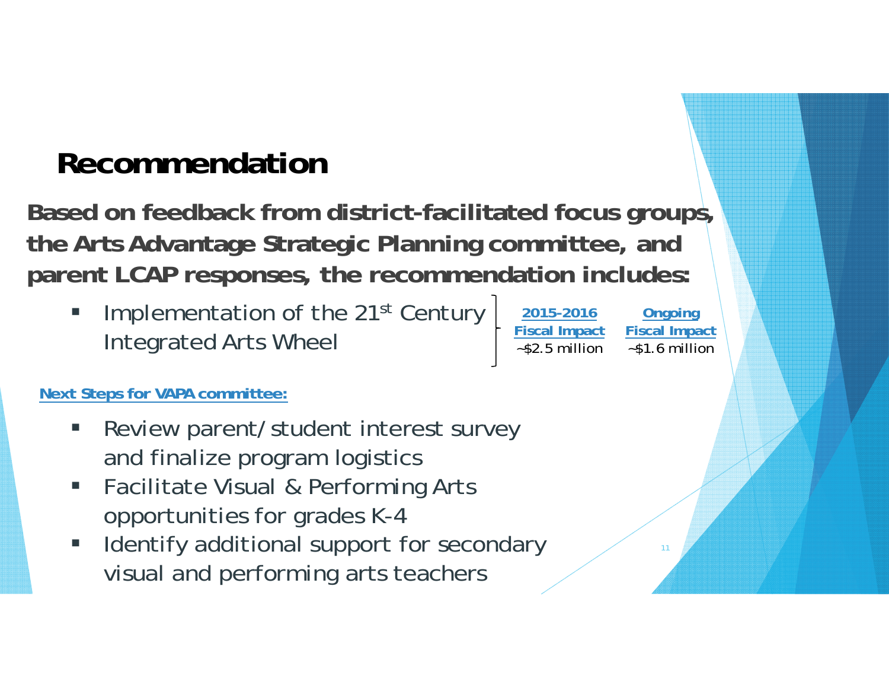# Recommendation

**Based on feedback from district-facilitated focus groups, the Arts Advantage Strategic Planning committee, and parent LCAP responses, the recommendation includes:**

- Implementation of the 21st Century Integrated Arts Wheel

| 2015-2016 Fiscal Impact | Ongoing Fiscal Impact |
| --- | --- |
| ~$2.5 million | ~$1.6 million |

**Next Steps for VAPA committee:**

- Review parent/student interest survey and finalize program logistics
- Facilitate Visual & Performing Arts opportunities for grades K-4
- Identify additional support for secondary visual and performing arts teachers